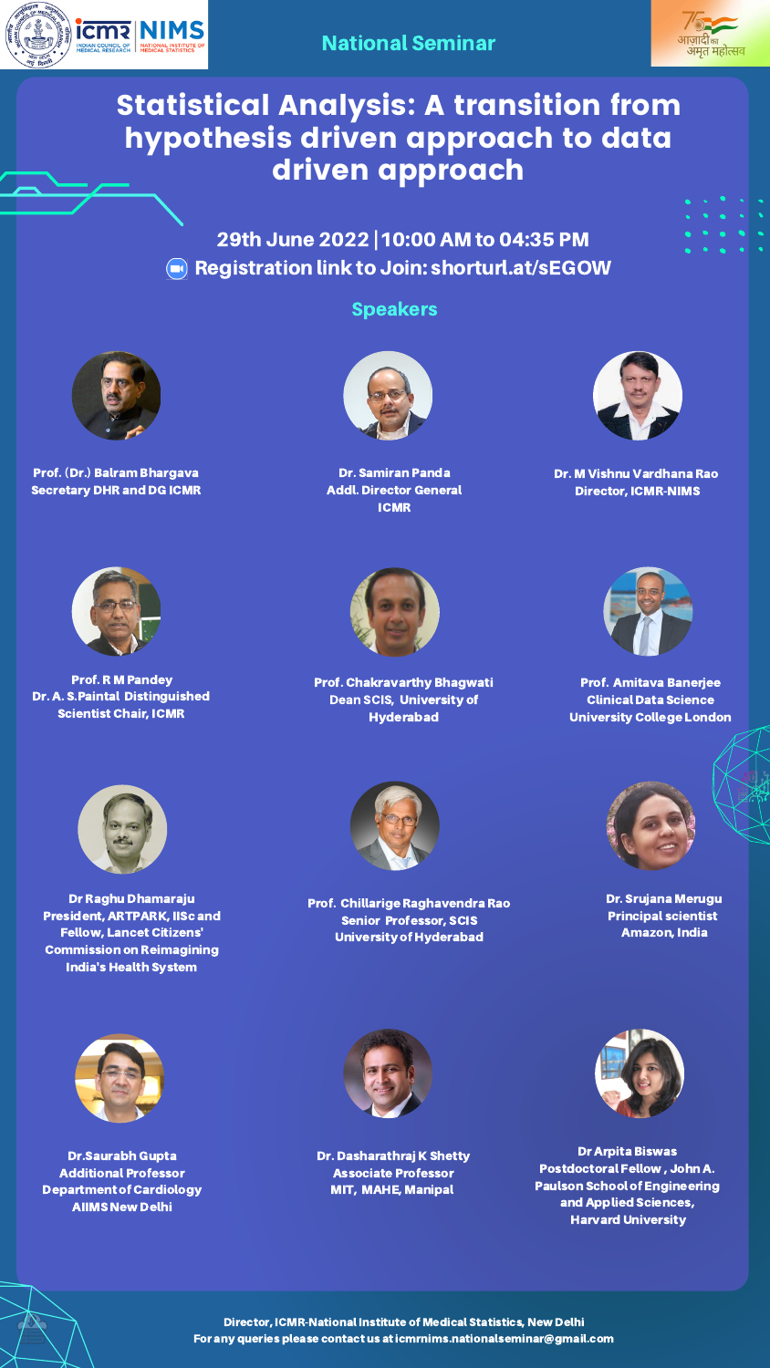icmr NIMS

INDIAN COUNCIL OF MEDICAL RESEARCH | NATIONAL INSTITUTE OF MEDICAL STATISTICS

## National Seminar

आज़ादी का अमृत महोत्सव

# Statistical Analysis: A transition from hypothesis driven approach to data driven approach

**29th June 2022 | 10:00 AM to 04:35 PM**

**Registration link to Join: shorturl.at/sEGOW**

## Speakers

**Prof. (Dr.) Balram Bhargava**
Secretary DHR and DG ICMR

**Dr. Samiran Panda**
Addl. Director General
ICMR

**Dr. M Vishnu Vardhana Rao**
Director, ICMR-NIMS

**Prof. R M Pandey**
Dr. A. S.Paintal Distinguished Scientist Chair, ICMR

**Prof. Chakravarthy Bhagwati**
Dean SCIS, University of Hyderabad

**Prof. Amitava Banerjee**
Clinical Data Science
University College London

**Dr Raghu Dhamaraju**
President, ARTPARK, IISc and Fellow, Lancet Citizens' Commission on Reimagining India's Health System

**Prof. Chillarige Raghavendra Rao**
Senior Professor, SCIS
University of Hyderabad

**Dr. Srujana Merugu**
Principal scientist
Amazon, India

**Dr.Saurabh Gupta**
Additional Professor
Department of Cardiology
AIIMS New Delhi

**Dr. Dasharathraj K Shetty**
Associate Professor
MIT, MAHE, Manipal

**Dr Arpita Biswas**
Postdoctoral Fellow, John A. Paulson School of Engineering and Applied Sciences, Harvard University

Director, ICMR-National Institute of Medical Statistics, New Delhi

For any queries please contact us at icmrnims.nationalseminar@gmail.com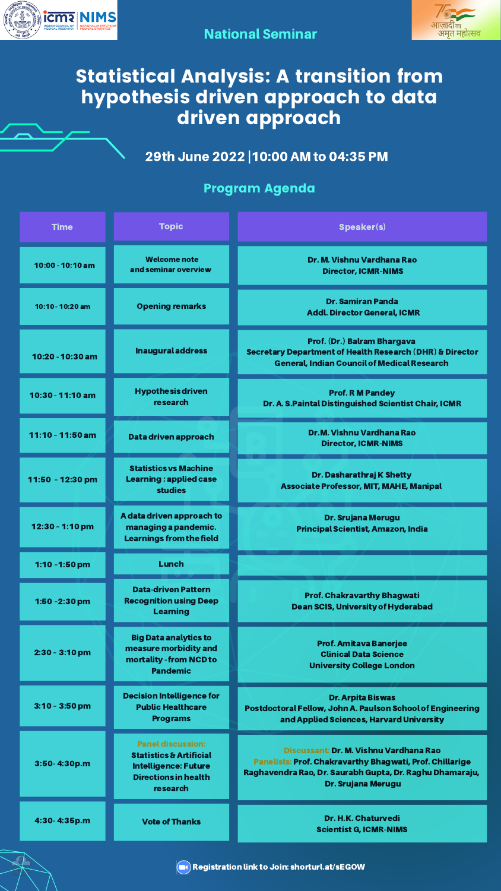National Seminar

# Statistical Analysis: A transition from hypothesis driven approach to data driven approach

**29th June 2022 | 10:00 AM to 04:35 PM**

## Program Agenda

| Time | Topic | Speaker(s) |
|---|---|---|
| 10:00 - 10:10 am | Welcome note and seminar overview | Dr. M. Vishnu Vardhana Rao<br>Director, ICMR-NIMS |
| 10:10 - 10:20 am | Opening remarks | Dr. Samiran Panda<br>Addl. Director General, ICMR |
| 10:20 - 10:30 am | Inaugural address | Prof. (Dr.) Balram Bhargava<br>Secretary Department of Health Research (DHR) & Director General, Indian Council of Medical Research |
| 10:30 - 11:10 am | Hypothesis driven research | Prof. R M Pandey<br>Dr. A. S.Paintal Distinguished Scientist Chair, ICMR |
| 11:10 - 11:50 am | Data driven approach | Dr. M. Vishnu Vardhana Rao<br>Director, ICMR-NIMS |
| 11:50 - 12:30 pm | Statistics vs Machine Learning : applied case studies | Dr. Dasharathraj K Shetty<br>Associate Professor, MIT, MAHE, Manipal |
| 12:30 - 1:10 pm | A data driven approach to managing a pandemic. Learnings from the field | Dr. Srujana Merugu<br>Principal Scientist, Amazon, India |
| 1:10 -1:50 pm | Lunch | |
| 1:50 -2:30 pm | Data-driven Pattern Recognition using Deep Learning | Prof. Chakravarthy Bhagwati<br>Dean SCIS, University of Hyderabad |
| 2:30 - 3:10 pm | Big Data analytics to measure morbidity and mortality - from NCD to Pandemic | Prof. Amitava Banerjee<br>Clinical Data Science<br>University College London |
| 3:10 - 3:50 pm | Decision Intelligence for Public Healthcare Programs | Dr. Arpita Biswas<br>Postdoctoral Fellow, John A. Paulson School of Engineering and Applied Sciences, Harvard University |
| 3:50- 4:30p.m | Panel discussion: Statistics & Artificial Intelligence: Future Directions in health research | Discussant: Dr. M. Vishnu Vardhana Rao<br>Panelists: Prof. Chakravarthy Bhagwati, Prof. Chillarige Raghavendra Rao, Dr. Saurabh Gupta, Dr. Raghu Dhamaraju, Dr. Srujana Merugu |
| 4:30- 4:35p.m | Vote of Thanks | Dr. H.K. Chaturvedi<br>Scientist G, ICMR-NIMS |

**Registration link to Join: shorturl.at/sEGOW**